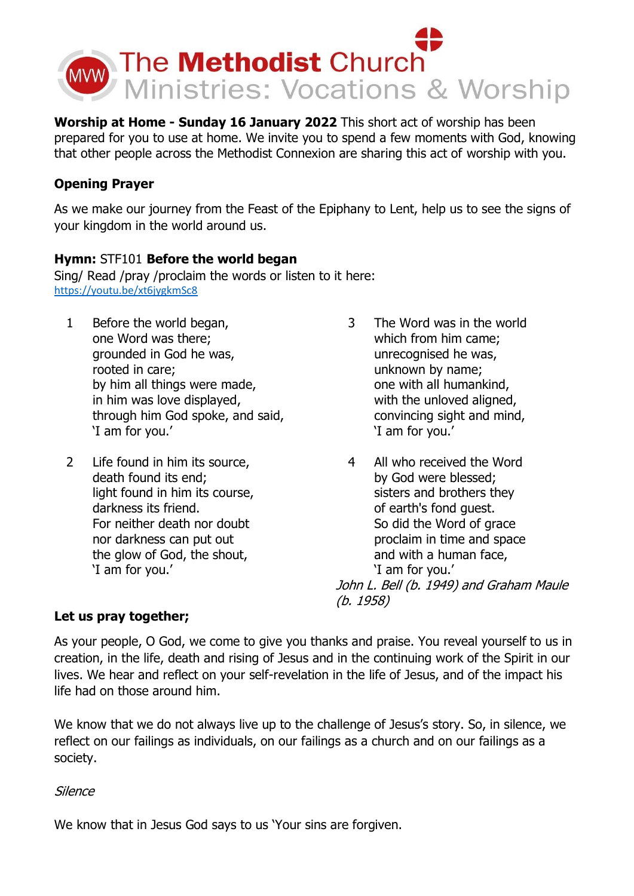# The Methodist Church
## Ministries: Vocations & Worship

**Worship at Home - Sunday 16 January 2022** This short act of worship has been prepared for you to use at home. We invite you to spend a few moments with God, knowing that other people across the Methodist Connexion are sharing this act of worship with you.

**Opening Prayer**

As we make our journey from the Feast of the Epiphany to Lent, help us to see the signs of your kingdom in the world around us.

**Hymn:** STF101 **Before the world began**
Sing/ Read /pray /proclaim the words or listen to it here:
https://youtu.be/xt6jygkmSc8

1 Before the world began,
one Word was there;
grounded in God he was,
rooted in care;
by him all things were made,
in him was love displayed,
through him God spoke, and said,
'I am for you.'

2 Life found in him its source,
death found its end;
light found in him its course,
darkness its friend.
For neither death nor doubt
nor darkness can put out
the glow of God, the shout,
'I am for you.'

3 The Word was in the world
which from him came;
unrecognised he was,
unknown by name;
one with all humankind,
with the unloved aligned,
convincing sight and mind,
'I am for you.'

4 All who received the Word
by God were blessed;
sisters and brothers they
of earth's fond guest.
So did the Word of grace
proclaim in time and space
and with a human face,
'I am for you.'

*John L. Bell (b. 1949) and Graham Maule (b. 1958)*

**Let us pray together;**

As your people, O God, we come to give you thanks and praise. You reveal yourself to us in creation, in the life, death and rising of Jesus and in the continuing work of the Spirit in our lives. We hear and reflect on your self-revelation in the life of Jesus, and of the impact his life had on those around him.

We know that we do not always live up to the challenge of Jesus's story. So, in silence, we reflect on our failings as individuals, on our failings as a church and on our failings as a society.

*Silence*

We know that in Jesus God says to us 'Your sins are forgiven.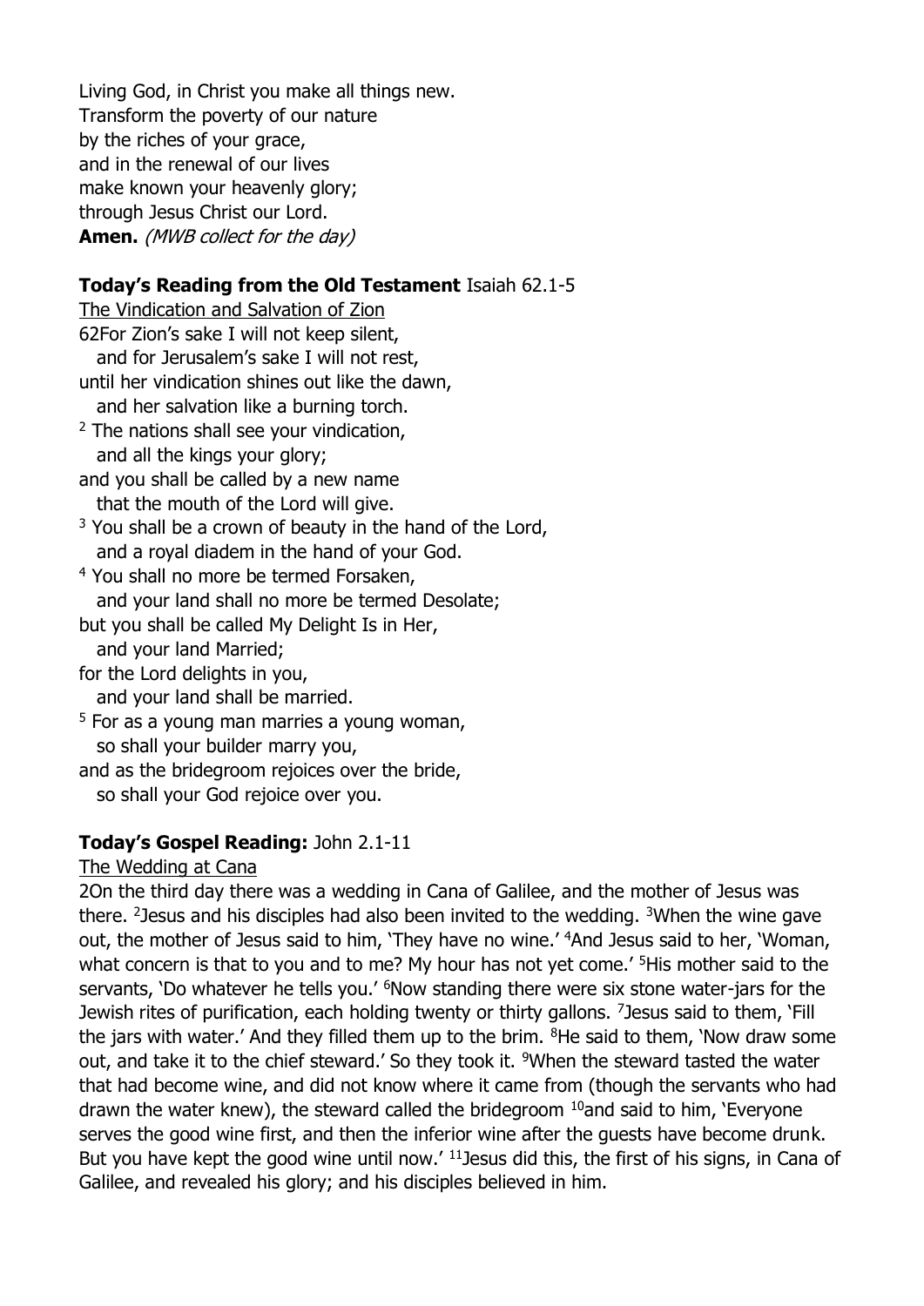Living God, in Christ you make all things new.
Transform the poverty of our nature
by the riches of your grace,
and in the renewal of our lives
make known your heavenly glory;
through Jesus Christ our Lord.
**Amen.** *(MWB collect for the day)*

**Today's Reading from the Old Testament** Isaiah 62.1-5

The Vindication and Salvation of Zion

62For Zion's sake I will not keep silent,
and for Jerusalem's sake I will not rest,
until her vindication shines out like the dawn,
and her salvation like a burning torch.
[2] The nations shall see your vindication,
and all the kings your glory;
and you shall be called by a new name
that the mouth of the Lord will give.
[3] You shall be a crown of beauty in the hand of the Lord,
and a royal diadem in the hand of your God.
[4] You shall no more be termed Forsaken,
and your land shall no more be termed Desolate;
but you shall be called My Delight Is in Her,
and your land Married;
for the Lord delights in you,
and your land shall be married.
[5] For as a young man marries a young woman,
so shall your builder marry you,
and as the bridegroom rejoices over the bride,
so shall your God rejoice over you.

**Today's Gospel Reading:** John 2.1-11

The Wedding at Cana

2On the third day there was a wedding in Cana of Galilee, and the mother of Jesus was there. [2]Jesus and his disciples had also been invited to the wedding. [3]When the wine gave out, the mother of Jesus said to him, 'They have no wine.' [4]And Jesus said to her, 'Woman, what concern is that to you and to me? My hour has not yet come.' [5]His mother said to the servants, 'Do whatever he tells you.' [6]Now standing there were six stone water-jars for the Jewish rites of purification, each holding twenty or thirty gallons. [7]Jesus said to them, 'Fill the jars with water.' And they filled them up to the brim. [8]He said to them, 'Now draw some out, and take it to the chief steward.' So they took it. [9]When the steward tasted the water that had become wine, and did not know where it came from (though the servants who had drawn the water knew), the steward called the bridegroom [10]and said to him, 'Everyone serves the good wine first, and then the inferior wine after the guests have become drunk. But you have kept the good wine until now.' [11]Jesus did this, the first of his signs, in Cana of Galilee, and revealed his glory; and his disciples believed in him.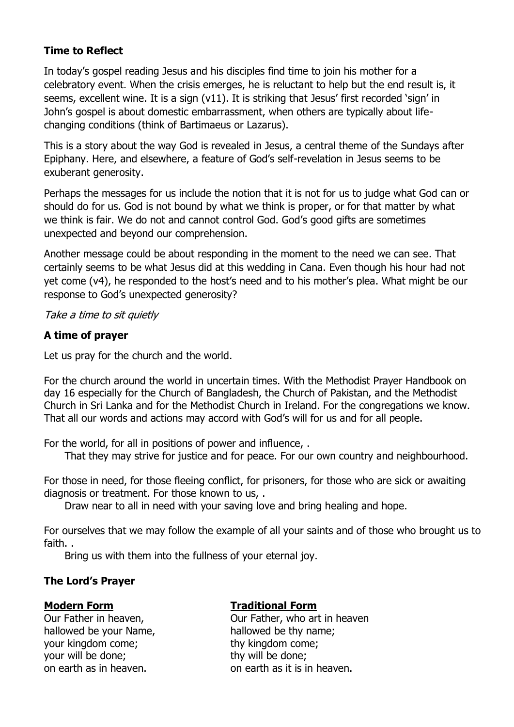**Time to Reflect**

In today's gospel reading Jesus and his disciples find time to join his mother for a celebratory event. When the crisis emerges, he is reluctant to help but the end result is, it seems, excellent wine. It is a sign (v11). It is striking that Jesus' first recorded 'sign' in John's gospel is about domestic embarrassment, when others are typically about life-changing conditions (think of Bartimaeus or Lazarus).

This is a story about the way God is revealed in Jesus, a central theme of the Sundays after Epiphany. Here, and elsewhere, a feature of God's self-revelation in Jesus seems to be exuberant generosity.

Perhaps the messages for us include the notion that it is not for us to judge what God can or should do for us. God is not bound by what we think is proper, or for that matter by what we think is fair. We do not and cannot control God. God's good gifts are sometimes unexpected and beyond our comprehension.

Another message could be about responding in the moment to the need we can see. That certainly seems to be what Jesus did at this wedding in Cana. Even though his hour had not yet come (v4), he responded to the host's need and to his mother's plea. What might be our response to God's unexpected generosity?

*Take a time to sit quietly*

**A time of prayer**

Let us pray for the church and the world.

For the church around the world in uncertain times. With the Methodist Prayer Handbook on day 16 especially for the Church of Bangladesh, the Church of Pakistan, and the Methodist Church in Sri Lanka and for the Methodist Church in Ireland. For the congregations we know. That all our words and actions may accord with God's will for us and for all people.

For the world, for all in positions of power and influence, .

That they may strive for justice and for peace. For our own country and neighbourhood.

For those in need, for those fleeing conflict, for prisoners, for those who are sick or awaiting diagnosis or treatment. For those known to us, .

Draw near to all in need with your saving love and bring healing and hope.

For ourselves that we may follow the example of all your saints and of those who brought us to faith. .

Bring us with them into the fullness of your eternal joy.

**The Lord's Prayer**

**Modern Form**

Our Father in heaven,
hallowed be your Name,
your kingdom come;
your will be done;
on earth as in heaven.

**Traditional Form**

Our Father, who art in heaven
hallowed be thy name;
thy kingdom come;
thy will be done;
on earth as it is in heaven.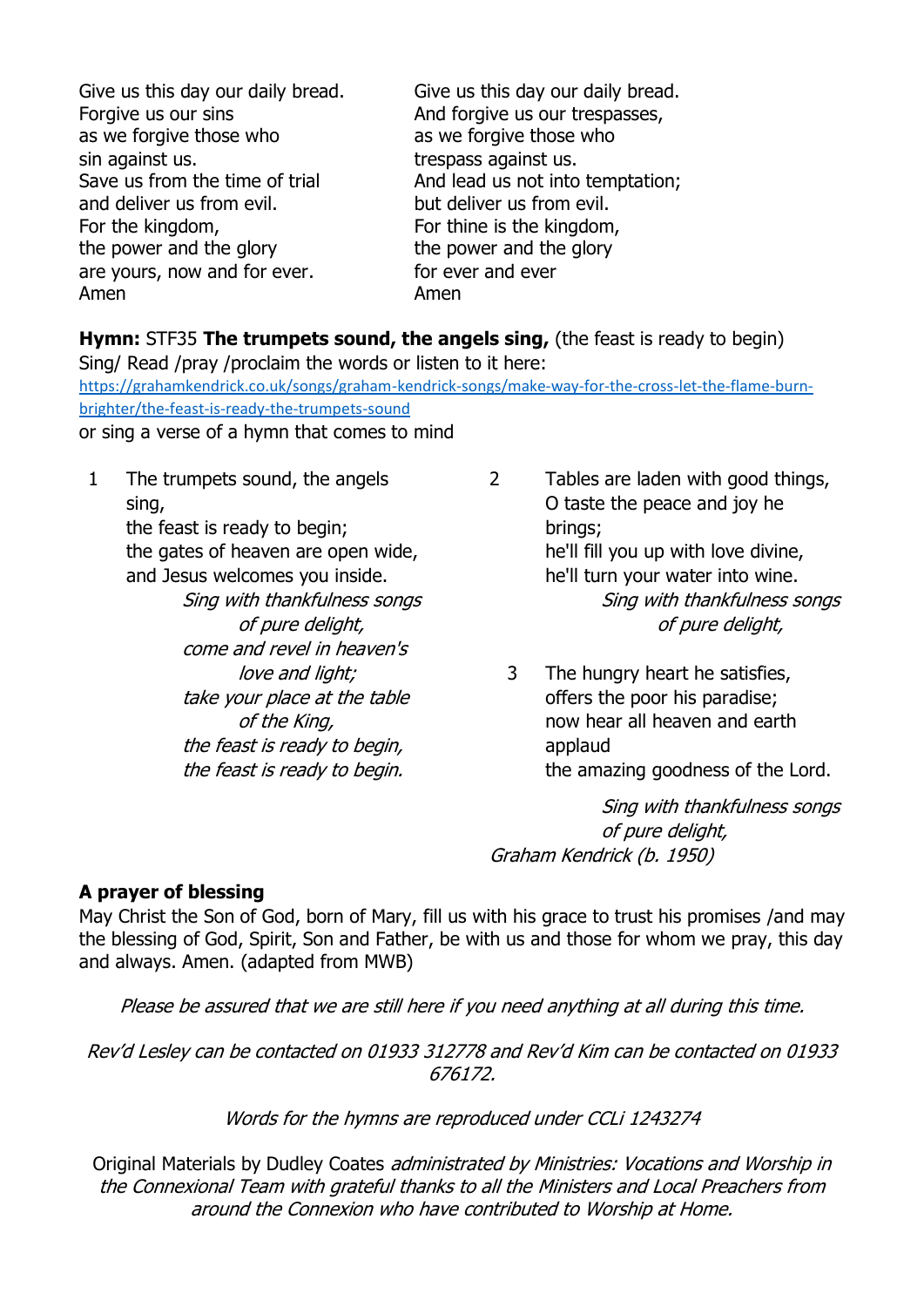Give us this day our daily bread.
Forgive us our sins
as we forgive those who
sin against us.
Save us from the time of trial
and deliver us from evil.
For the kingdom,
the power and the glory
are yours, now and for ever.
Amen

Give us this day our daily bread.
And forgive us our trespasses,
as we forgive those who
trespass against us.
And lead us not into temptation;
but deliver us from evil.
For thine is the kingdom,
the power and the glory
for ever and ever
Amen

**Hymn:** STF35 **The trumpets sound, the angels sing,** (the feast is ready to begin)
Sing/ Read /pray /proclaim the words or listen to it here:
https://grahamkendrick.co.uk/songs/graham-kendrick-songs/make-way-for-the-cross-let-the-flame-burn-brighter/the-feast-is-ready-the-trumpets-sound
or sing a verse of a hymn that comes to mind

1. The trumpets sound, the angels sing,
the feast is ready to begin;
the gates of heaven are open wide,
and Jesus welcomes you inside.
*Sing with thankfulness songs of pure delight,*
*come and revel in heaven's love and light;*
*take your place at the table of the King,*
*the feast is ready to begin,*
*the feast is ready to begin.*

2. Tables are laden with good things,
O taste the peace and joy he brings;
he'll fill you up with love divine,
he'll turn your water into wine.
*Sing with thankfulness songs of pure delight,*

3. The hungry heart he satisfies,
offers the poor his paradise;
now hear all heaven and earth applaud
the amazing goodness of the Lord.
*Sing with thankfulness songs of pure delight,*

*Graham Kendrick (b. 1950)*

**A prayer of blessing**
May Christ the Son of God, born of Mary, fill us with his grace to trust his promises /and may the blessing of God, Spirit, Son and Father, be with us and those for whom we pray, this day and always. Amen. (adapted from MWB)

*Please be assured that we are still here if you need anything at all during this time.*

*Rev'd Lesley can be contacted on 01933 312778 and Rev'd Kim can be contacted on 01933 676172.*

*Words for the hymns are reproduced under CCLi 1243274*

Original Materials by Dudley Coates *administrated by Ministries: Vocations and Worship in the Connexional Team with grateful thanks to all the Ministers and Local Preachers from around the Connexion who have contributed to Worship at Home.*